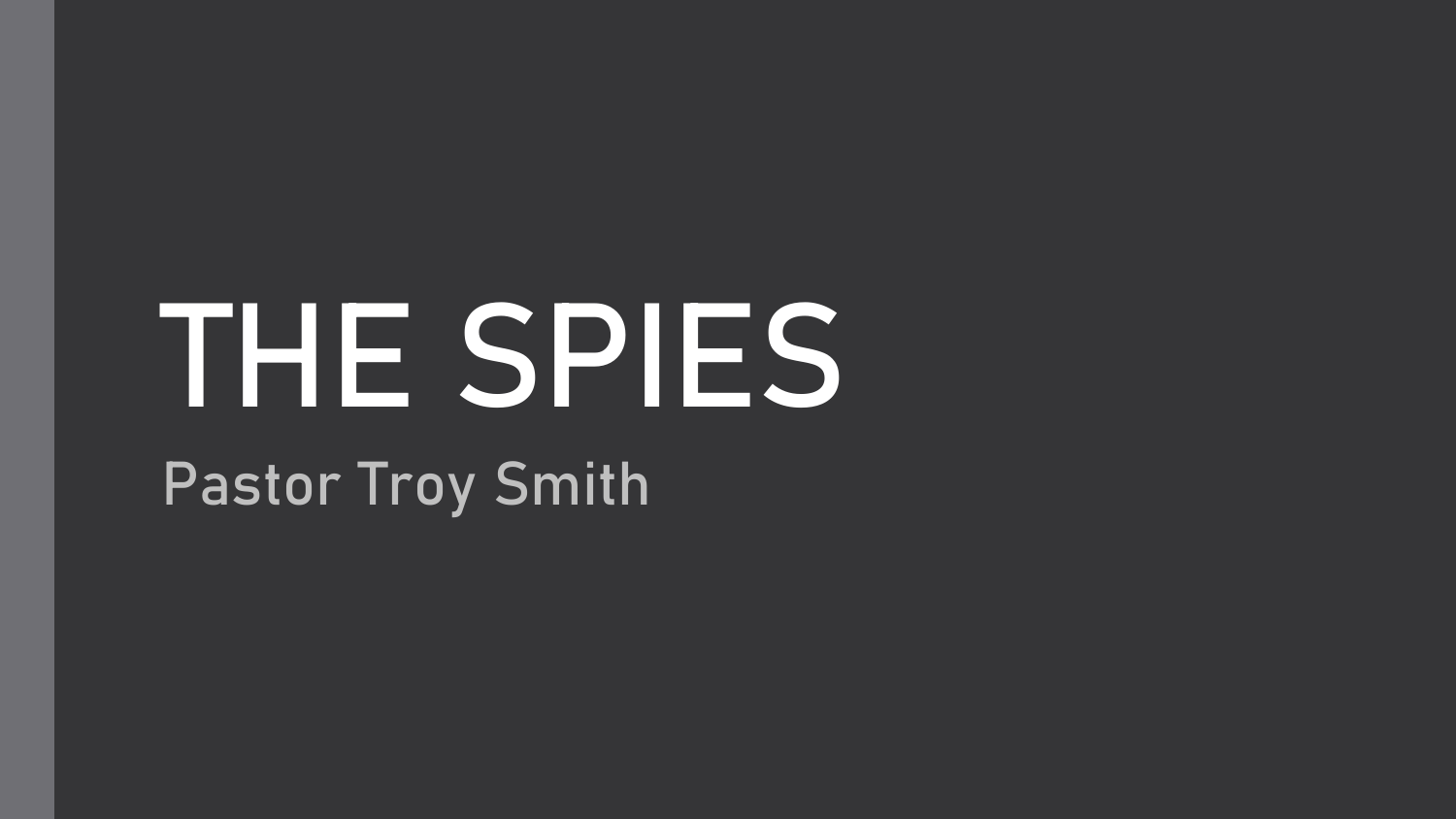# THE SPIES

Pastor Troy Smith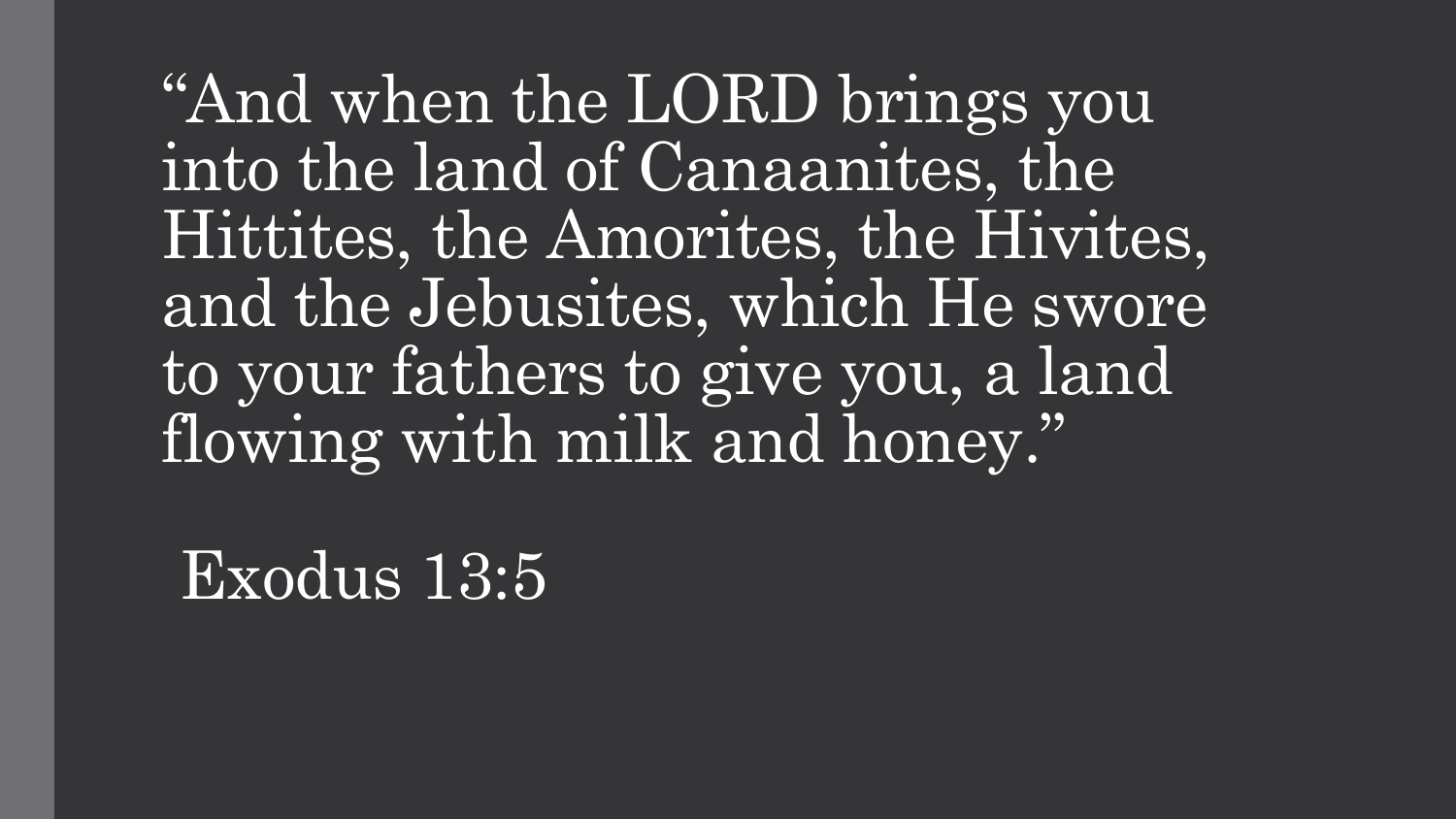"And when the LORD brings you into the land of Canaanites, the Hittites, the Amorites, the Hivites, and the Jebusites, which He swore to your fathers to give you, a land flowing with milk and honey."

Exodus 13:5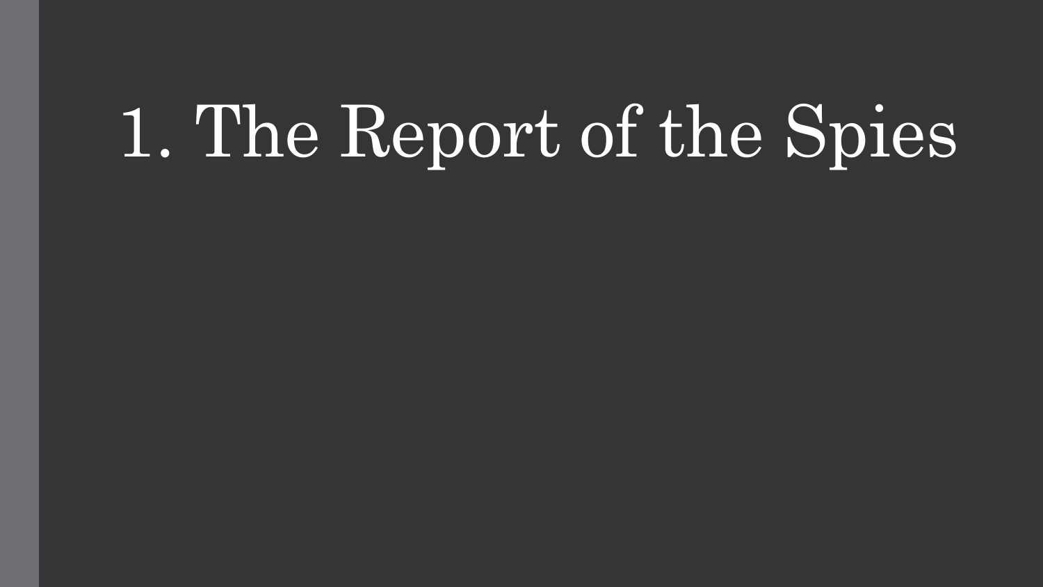# 1. The Report of the Spies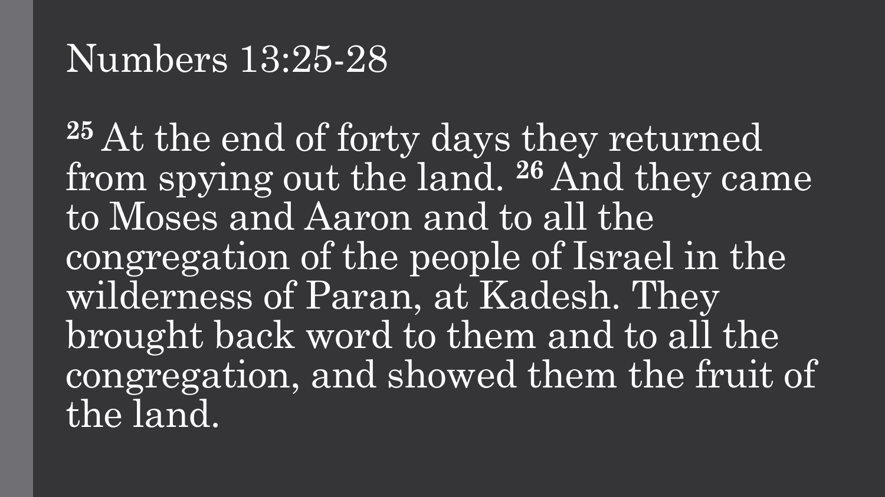# Numbers 13:25-28

**25** At the end of forty days they returned from spying out the land. **26** And they came to Moses and Aaron and to all the congregation of the people of Israel in the wilderness of Paran, at Kadesh. They brought back word to them and to all the congregation, and showed them the fruit of the land.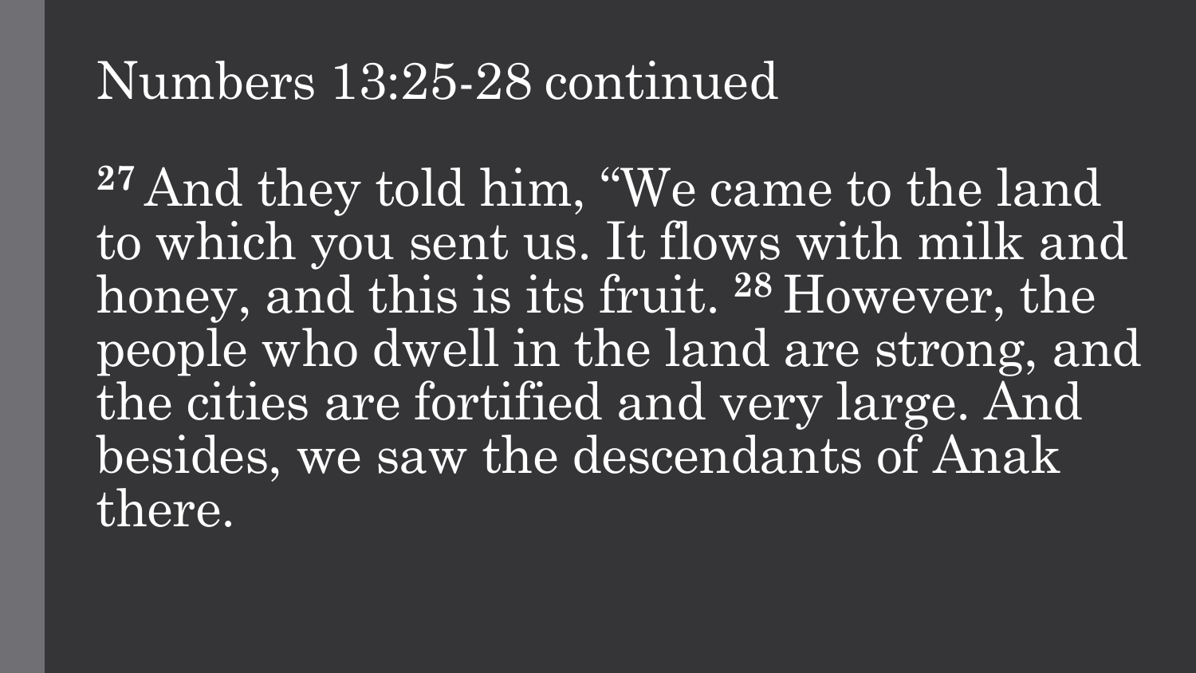# Numbers 13:25-28 continued

[27] And they told him, “We came to the land to which you sent us. It flows with milk and honey, and this is its fruit. [28] However, the people who dwell in the land are strong, and the cities are fortified and very large. And besides, we saw the descendants of Anak there.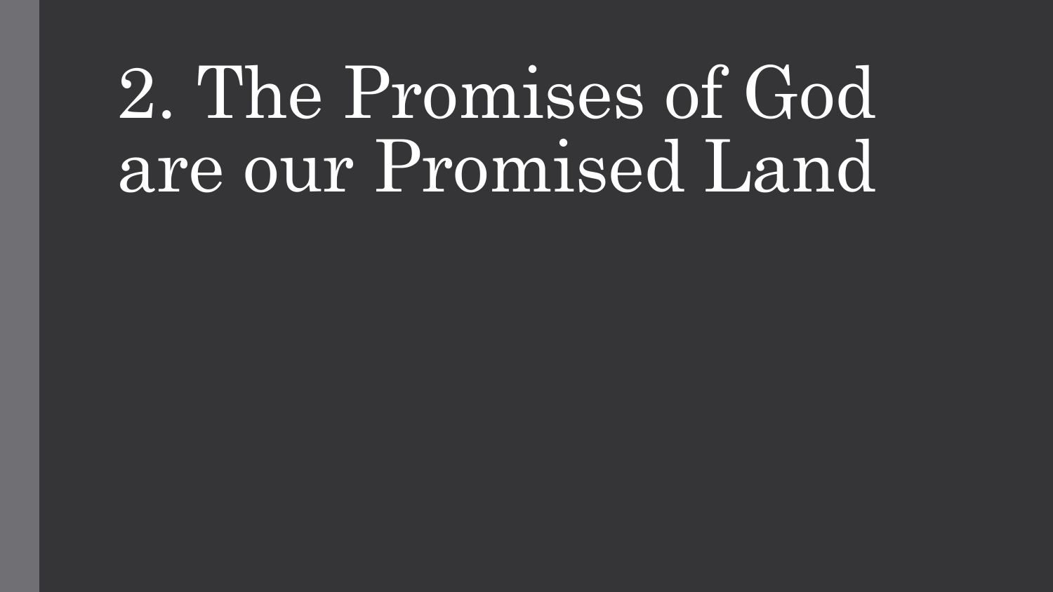# 2. The Promises of God are our Promised Land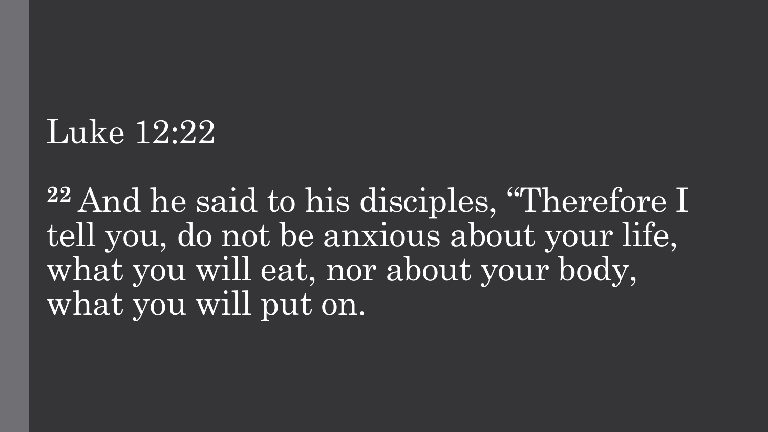# Luke 12:22

[22] And he said to his disciples, “Therefore I tell you, do not be anxious about your life, what you will eat, nor about your body, what you will put on.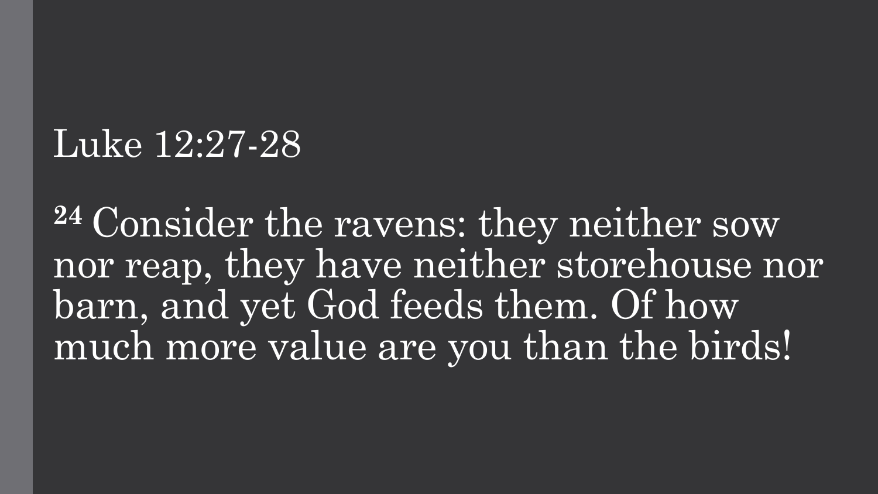Luke 12:27-28

[24] Consider the ravens: they neither sow nor reap, they have neither storehouse nor barn, and yet God feeds them. Of how much more value are you than the birds!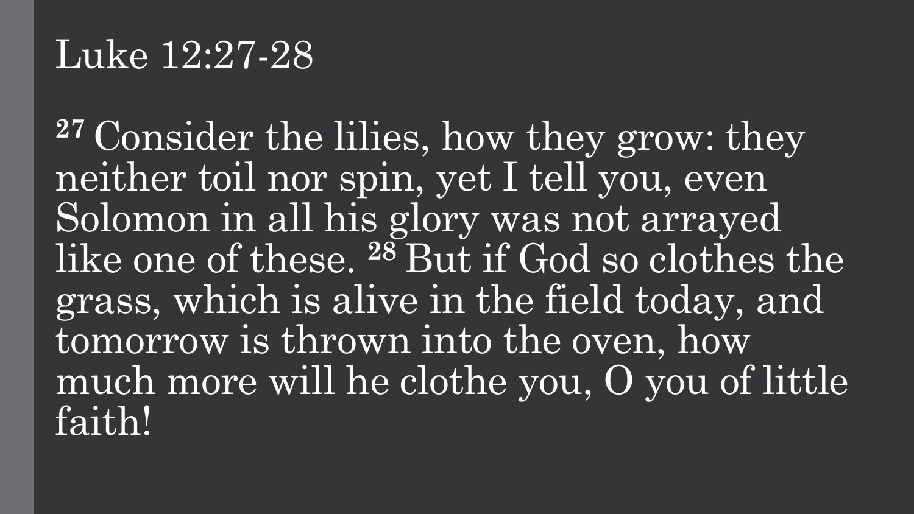# Luke 12:27-28

[27] Consider the lilies, how they grow: they neither toil nor spin, yet I tell you, even Solomon in all his glory was not arrayed like one of these. [28] But if God so clothes the grass, which is alive in the field today, and tomorrow is thrown into the oven, how much more will he clothe you, O you of little faith!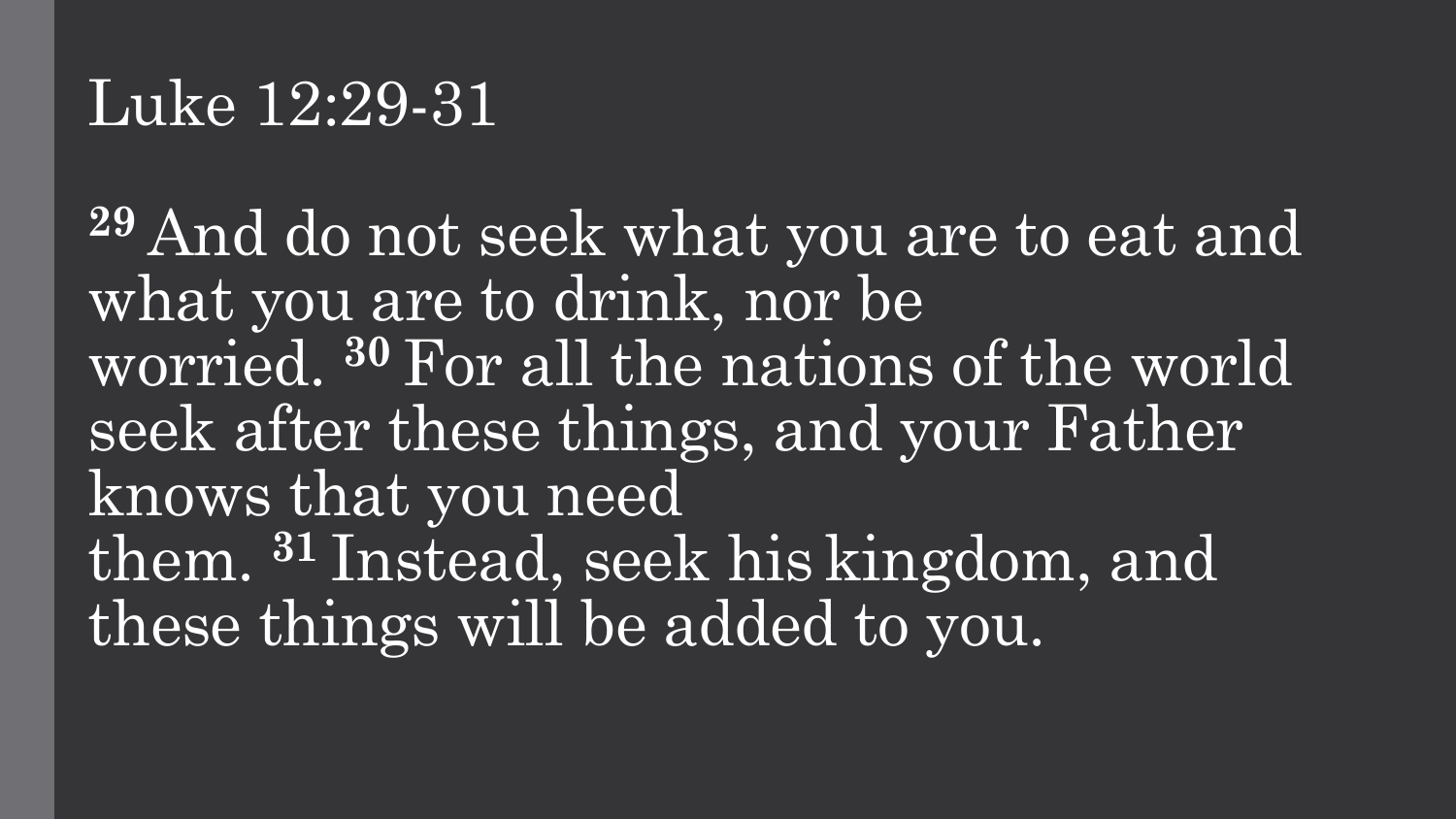# Luke 12:29-31

**29** And do not seek what you are to eat and what you are to drink, nor be worried. **30** For all the nations of the world seek after these things, and your Father knows that you need them. **31** Instead, seek his kingdom, and these things will be added to you.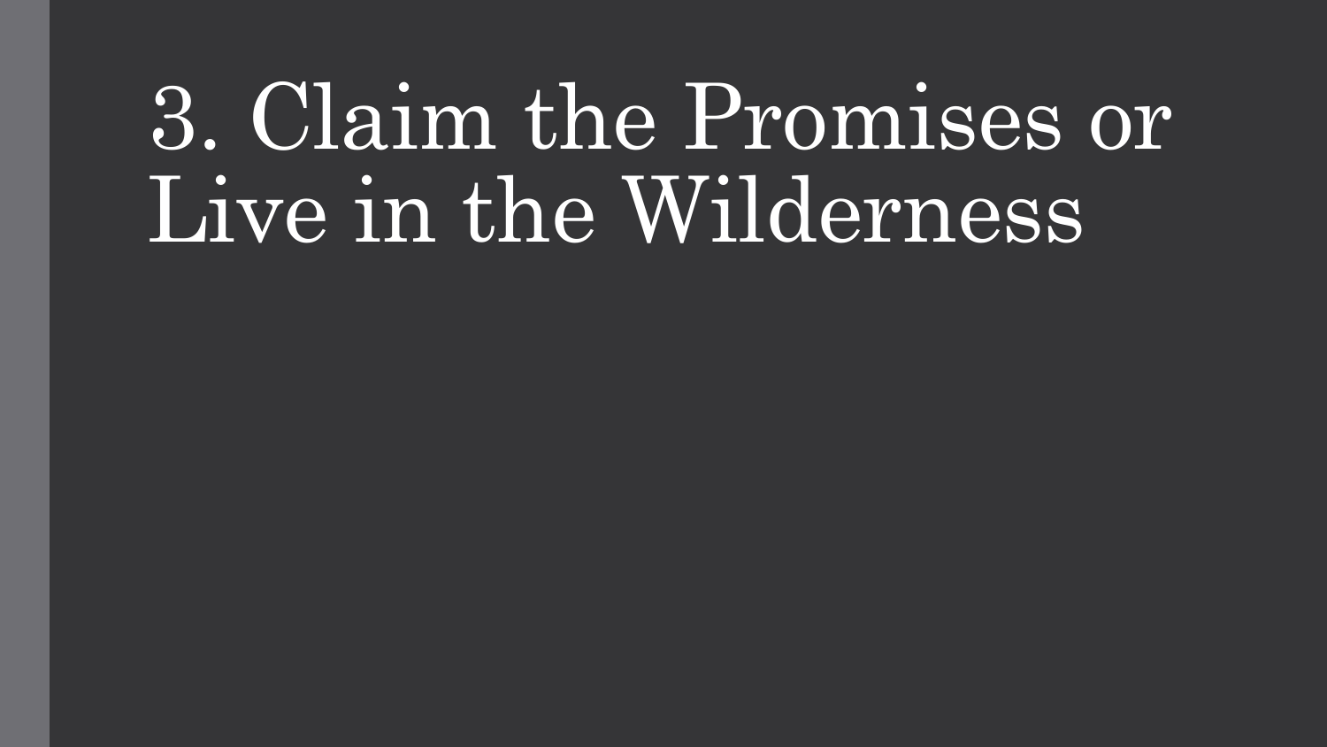# 3. Claim the Promises or Live in the Wilderness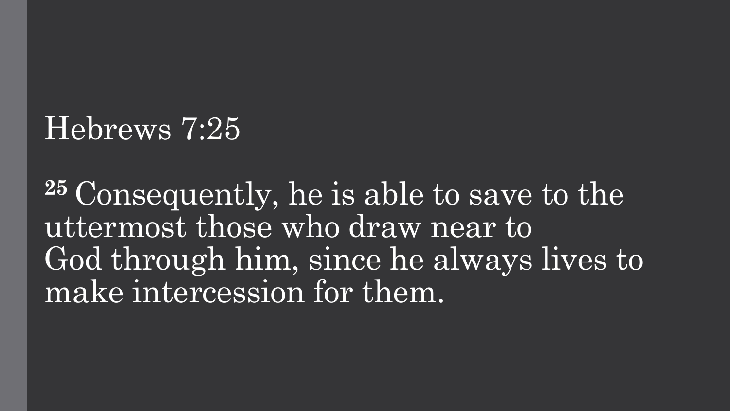# Hebrews 7:25

[25] Consequently, he is able to save to the uttermost those who draw near to God through him, since he always lives to make intercession for them.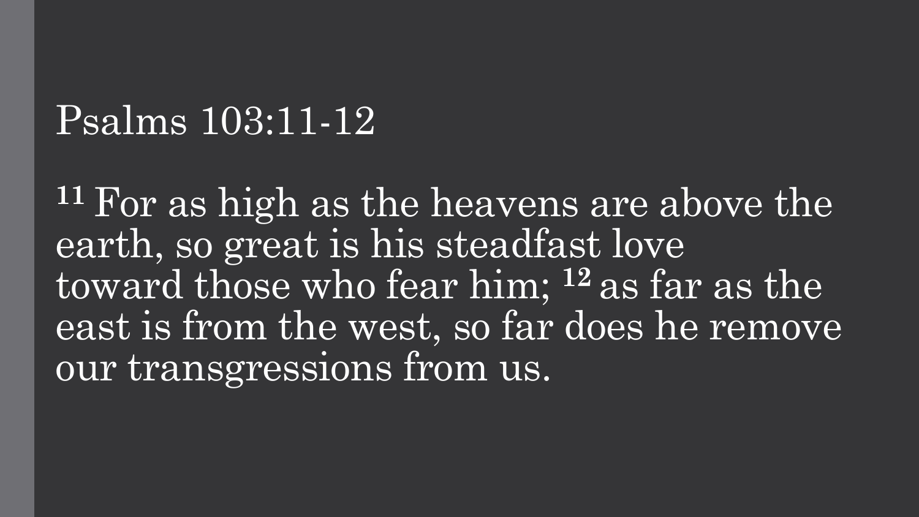# Psalms 103:11-12

[11] For as high as the heavens are above the earth, so great is his steadfast love toward those who fear him; [12] as far as the east is from the west, so far does he remove our transgressions from us.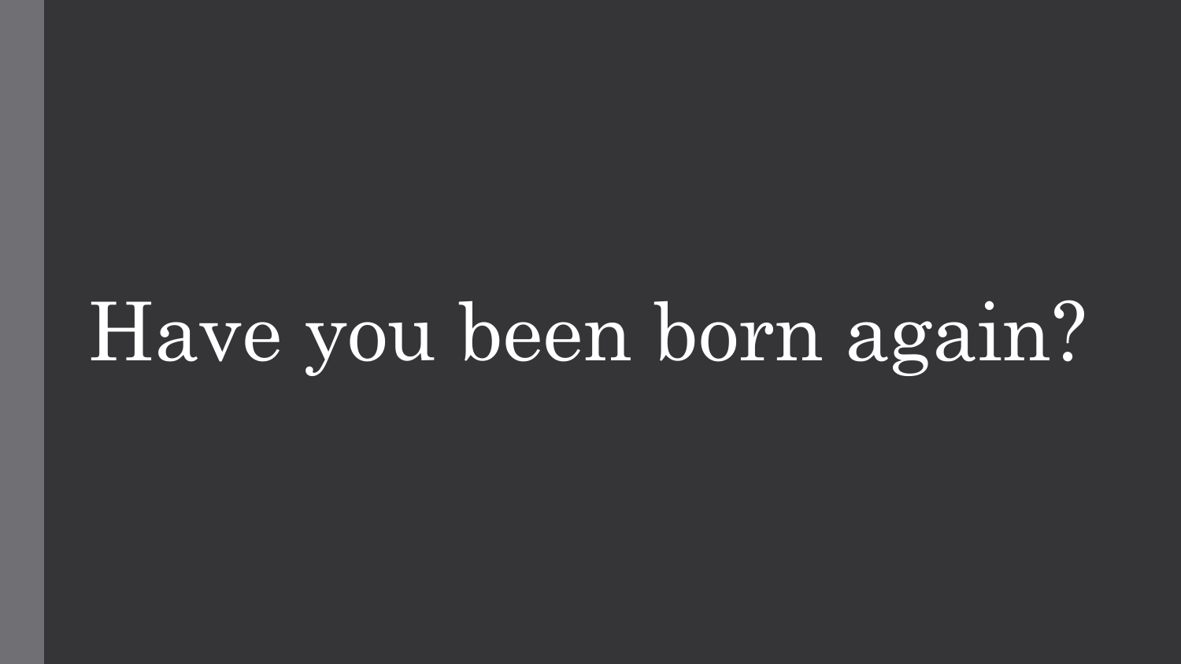# Have you been born again?